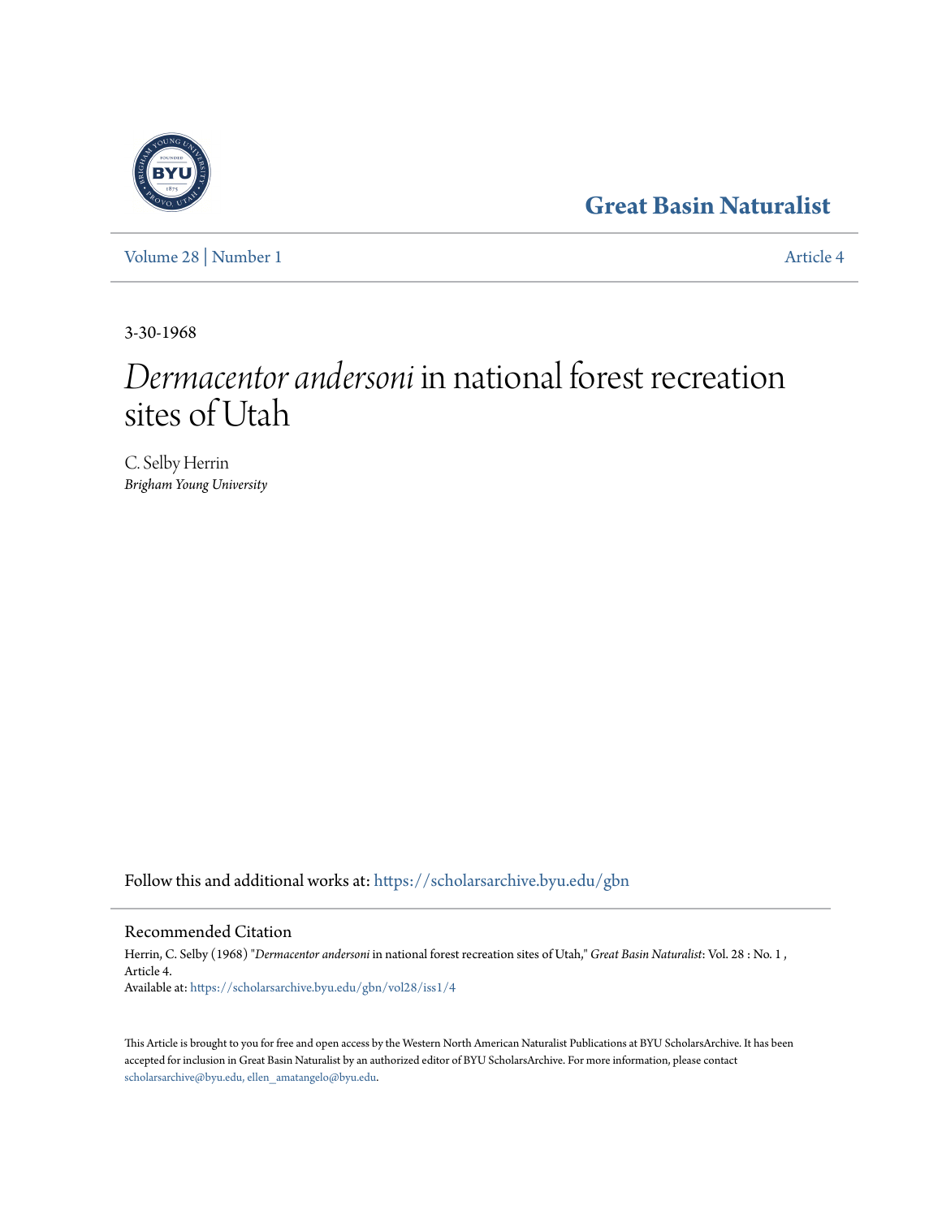# Great Basin Naturalist

Volume 28 | Number 1 Article 4

3-30-1968

# *Dermacentor andersoni* in national forest recreation sites of Utah

C. Selby Herrin
*Brigham Young University*

Follow this and additional works at: https://scholarsarchive.byu.edu/gbn

## Recommended Citation

Herrin, C. Selby (1968) "*Dermacentor andersoni* in national forest recreation sites of Utah," *Great Basin Naturalist*: Vol. 28 : No. 1 , Article 4.
Available at: https://scholarsarchive.byu.edu/gbn/vol28/iss1/4

This Article is brought to you for free and open access by the Western North American Naturalist Publications at BYU ScholarsArchive. It has been accepted for inclusion in Great Basin Naturalist by an authorized editor of BYU ScholarsArchive. For more information, please contact scholarsarchive@byu.edu, ellen_amatangelo@byu.edu.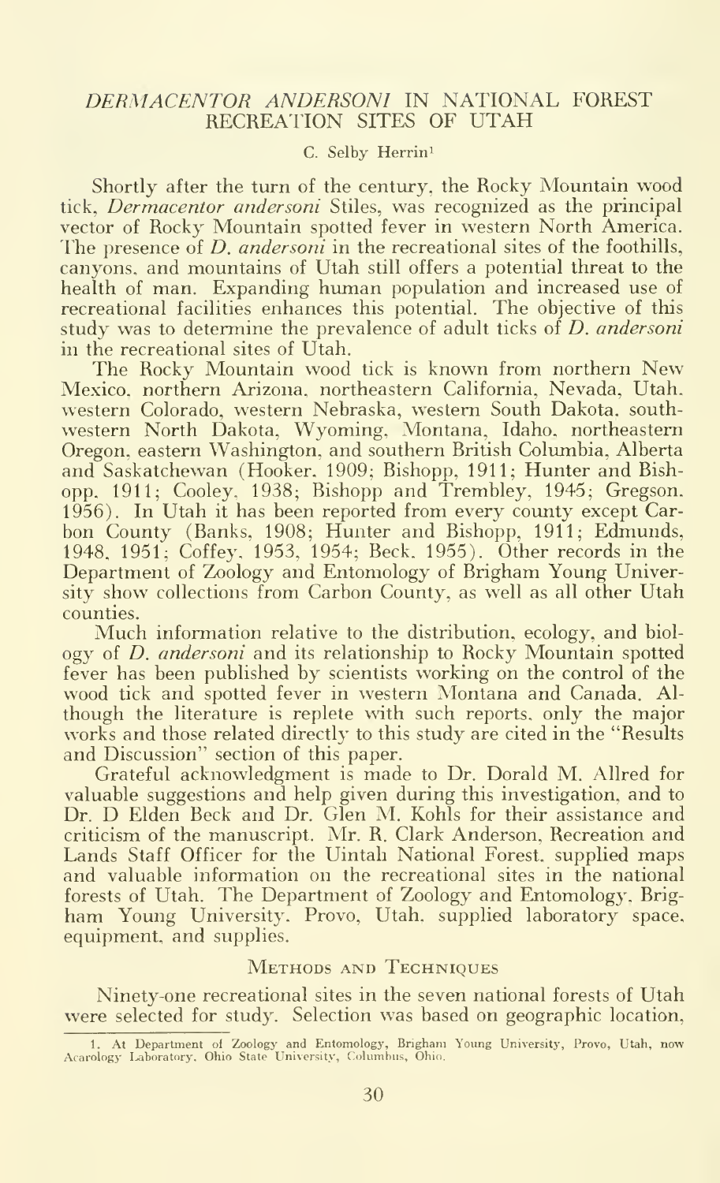# *DERMACENTOR ANDERSONI* IN NATIONAL FOREST RECREATION SITES OF UTAH

C. Selby Herrin[1]

Shortly after the turn of the century, the Rocky Mountain wood tick, *Dermacentor andersoni* Stiles, was recognized as the principal vector of Rocky Mountain spotted fever in western North America. The presence of *D. andersoni* in the recreational sites of the foothills, canyons, and mountains of Utah still offers a potential threat to the health of man. Expanding human population and increased use of recreational facilities enhances this potential. The objective of this study was to determine the prevalence of adult ticks of *D. andersoni* in the recreational sites of Utah.

The Rocky Mountain wood tick is known from northern New Mexico, northern Arizona, northeastern California, Nevada, Utah, western Colorado, western Nebraska, western South Dakota, southwestern North Dakota, Wyoming, Montana, Idaho, northeastern Oregon, eastern Washington, and southern British Columbia, Alberta and Saskatchewan (Hooker, 1909; Bishopp, 1911; Hunter and Bishopp, 1911; Cooley, 1938; Bishopp and Trembley, 1945; Gregson, 1956). In Utah it has been reported from every county except Carbon County (Banks, 1908; Hunter and Bishopp, 1911; Edmunds, 1948, 1951; Coffey, 1953, 1954; Beck, 1955). Other records in the Department of Zoology and Entomology of Brigham Young University show collections from Carbon County, as well as all other Utah counties.

Much information relative to the distribution, ecology, and biology of *D. andersoni* and its relationship to Rocky Mountain spotted fever has been published by scientists working on the control of the wood tick and spotted fever in western Montana and Canada. Although the literature is replete with such reports, only the major works and those related directly to this study are cited in the "Results and Discussion" section of this paper.

Grateful acknowledgment is made to Dr. Dorald M. Allred for valuable suggestions and help given during this investigation, and to Dr. D Elden Beck and Dr. Glen M. Kohls for their assistance and criticism of the manuscript. Mr. R. Clark Anderson, Recreation and Lands Staff Officer for the Uintah National Forest, supplied maps and valuable information on the recreational sites in the national forests of Utah. The Department of Zoology and Entomology, Brigham Young University, Provo, Utah, supplied laboratory space, equipment, and supplies.

## Methods and Techniques

Ninety-one recreational sites in the seven national forests of Utah were selected for study. Selection was based on geographic location,

[1] At Department of Zoology and Entomology, Brigham Young University, Provo, Utah, now Acarology Laboratory, Ohio State University, Columbus, Ohio.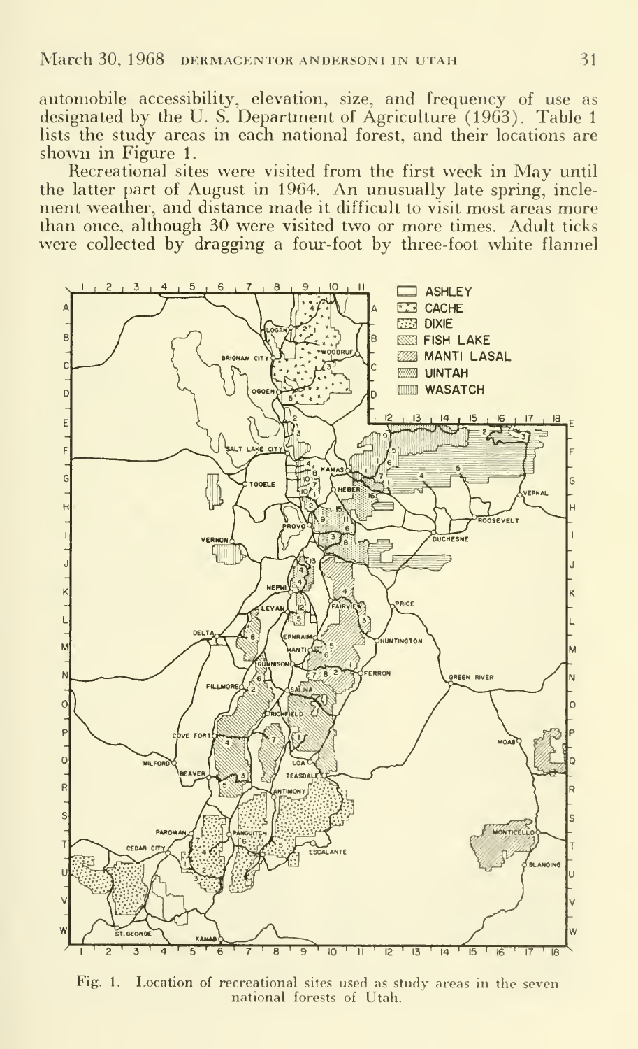automobile accessibility, elevation, size, and frequency of use as designated by the U. S. Department of Agriculture (1963). Table 1 lists the study areas in each national forest, and their locations are shown in Figure 1.

Recreational sites were visited from the first week in May until the latter part of August in 1964. An unusually late spring, inclement weather, and distance made it difficult to visit most areas more than once, although 30 were visited two or more times. Adult ticks were collected by dragging a four-foot by three-foot white flannel

Fig. 1. Location of recreational sites used as study areas in the seven national forests of Utah.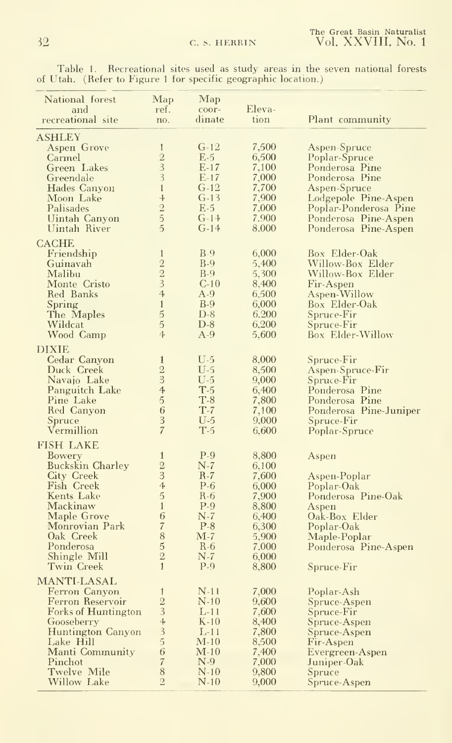Table 1. Recreational sites used as study areas in the seven national forests of Utah. (Refer to Figure 1 for specific geographic location.)

| National forest and recreational site | Map ref. no. | Map coordinate | Elevation | Plant community |
|---|---|---|---|---|
| **ASHLEY** | | | | |
| Aspen Grove | 1 | G-12 | 7,500 | Aspen-Spruce |
| Carmel | 2 | E-5 | 6,500 | Poplar-Spruce |
| Green Lakes | 3 | E-17 | 7,100 | Ponderosa Pine |
| Greendale | 3 | E-17 | 7,000 | Ponderosa Pine |
| Hades Canyon | 1 | G-12 | 7,700 | Aspen-Spruce |
| Moon Lake | 4 | G-13 | 7,900 | Lodgepole Pine-Aspen |
| Palisades | 2 | E-5 | 7,000 | Poplar-Ponderosa Pine |
| Uintah Canyon | 5 | G-14 | 7,900 | Ponderosa Pine-Aspen |
| Uintah River | 5 | G-14 | 8,000 | Ponderosa Pine-Aspen |
| **CACHE** | | | | |
| Friendship | 1 | B-9 | 6,000 | Box Elder-Oak |
| Guinavah | 2 | B-9 | 5,400 | Willow-Box Elder |
| Malibu | 2 | B-9 | 5,300 | Willow-Box Elder |
| Monte Cristo | 3 | C-10 | 8,400 | Fir-Aspen |
| Red Banks | 4 | A-9 | 6,500 | Aspen-Willow |
| Spring | 1 | B-9 | 6,000 | Box Elder-Oak |
| The Maples | 5 | D-8 | 6,200 | Spruce-Fir |
| Wildcat | 5 | D-8 | 6,200 | Spruce-Fir |
| Wood Camp | 4 | A-9 | 5,600 | Box Elder-Willow |
| **DIXIE** | | | | |
| Cedar Canyon | 1 | U-5 | 8,000 | Spruce-Fir |
| Duck Creek | 2 | U-5 | 8,500 | Aspen-Spruce-Fir |
| Navajo Lake | 3 | U-5 | 9,000 | Spruce-Fir |
| Panguitch Lake | 4 | T-5 | 6,400 | Ponderosa Pine |
| Pine Lake | 5 | T-8 | 7,800 | Ponderosa Pine |
| Red Canyon | 6 | T-7 | 7,100 | Ponderosa Pine-Juniper |
| Spruce | 3 | U-5 | 9,000 | Spruce-Fir |
| Vermillion | 7 | T-5 | 6,600 | Poplar-Spruce |
| **FISH LAKE** | | | | |
| Bowery | 1 | P-9 | 8,800 | Aspen |
| Buckskin Charley | 2 | N-7 | 6,100 | |
| City Creek | 3 | R-7 | 7,600 | Aspen-Poplar |
| Fish Creek | 4 | P-6 | 6,000 | Poplar-Oak |
| Kents Lake | 5 | R-6 | 7,900 | Ponderosa Pine-Oak |
| Mackinaw | 1 | P-9 | 8,800 | Aspen |
| Maple Grove | 6 | N-7 | 6,400 | Oak-Box Elder |
| Monrovian Park | 7 | P-8 | 6,300 | Poplar-Oak |
| Oak Creek | 8 | M-7 | 5,900 | Maple-Poplar |
| Ponderosa | 5 | R-6 | 7,000 | Ponderosa Pine-Aspen |
| Shingle Mill | 2 | N-7 | 6,000 | |
| Twin Creek | 1 | P-9 | 8,800 | Spruce-Fir |
| **MANTI-LASAL** | | | | |
| Ferron Canyon | 1 | N-11 | 7,000 | Poplar-Ash |
| Ferron Reservoir | 2 | N-10 | 9,600 | Spruce-Aspen |
| Forks of Huntington | 3 | L-11 | 7,600 | Spruce-Fir |
| Gooseberry | 4 | K-10 | 8,400 | Spruce-Aspen |
| Huntington Canyon | 3 | L-11 | 7,800 | Spruce-Aspen |
| Lake Hill | 5 | M-10 | 8,500 | Fir-Aspen |
| Manti Community | 6 | M-10 | 7,400 | Evergreen-Aspen |
| Pinchot | 7 | N-9 | 7,000 | Juniper-Oak |
| Twelve Mile | 8 | N-10 | 9,800 | Spruce |
| Willow Lake | 2 | N-10 | 9,000 | Spruce-Aspen |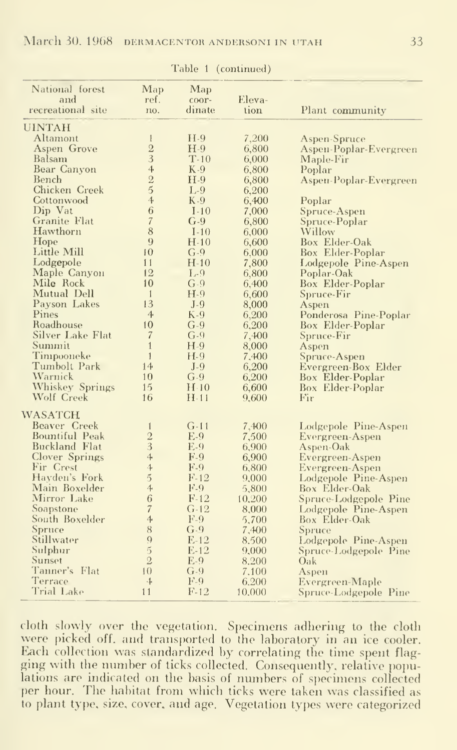Table 1 (continued)

| National forest and recreational site | Map ref. no. | Map coordinate | Elevation | Plant community |
|---|---|---|---|---|
| UINTAH | | | | |
| Altamont | 1 | H-9 | 7,200 | Aspen-Spruce |
| Aspen Grove | 2 | H-9 | 6,800 | Aspen-Poplar-Evergreen |
| Balsam | 3 | T-10 | 6,000 | Maple-Fir |
| Bear Canyon | 4 | K-9 | 6,800 | Poplar |
| Bench | 2 | H-9 | 6,800 | Aspen-Poplar-Evergreen |
| Chicken Creek | 5 | L-9 | 6,200 | |
| Cottonwood | 4 | K-9 | 6,400 | Poplar |
| Dip Vat | 6 | I-10 | 7,000 | Spruce-Aspen |
| Granite Flat | 7 | G-9 | 6,800 | Spruce-Poplar |
| Hawthorn | 8 | I-10 | 6,000 | Willow |
| Hope | 9 | H-10 | 6,600 | Box Elder-Oak |
| Little Mill | 10 | G-9 | 6,000 | Box Elder-Poplar |
| Lodgepole | 11 | H-10 | 7,800 | Lodgepole Pine-Aspen |
| Maple Canyon | 12 | L-9 | 6,800 | Poplar-Oak |
| Mile Rock | 10 | G-9 | 6,400 | Box Elder-Poplar |
| Mutual Dell | 1 | H-9 | 6,600 | Spruce-Fir |
| Payson Lakes | 13 | J-9 | 8,000 | Aspen |
| Pines | 4 | K-9 | 6,200 | Ponderosa Pine-Poplar |
| Roadhouse | 10 | G-9 | 6,200 | Box Elder-Poplar |
| Silver Lake Flat | 7 | G-9 | 7,400 | Spruce-Fir |
| Summit | 1 | H-9 | 8,000 | Aspen |
| Timpooneke | 1 | H-9 | 7,400 | Spruce-Aspen |
| Tumbolt Park | 14 | J-9 | 6,200 | Evergreen-Box Elder |
| Warnick | 10 | G-9 | 6,200 | Box Elder-Poplar |
| Whiskey Springs | 15 | H-10 | 6,600 | Box Elder-Poplar |
| Wolf Creek | 16 | H-11 | 9,600 | Fir |
| WASATCH | | | | |
| Beaver Creek | 1 | G-11 | 7,400 | Lodgepole Pine-Aspen |
| Bountiful Peak | 2 | E-9 | 7,500 | Evergreen-Aspen |
| Buckland Flat | 3 | E-9 | 6,900 | Aspen-Oak |
| Clover Springs | 4 | F-9 | 6,900 | Evergreen-Aspen |
| Fir Crest | 4 | F-9 | 6,800 | Evergreen-Aspen |
| Hayden's Fork | 5 | F-12 | 9,000 | Lodgepole Pine-Aspen |
| Main Boxelder | 4 | F-9 | 5,800 | Box Elder-Oak |
| Mirror Lake | 6 | F-12 | 10,200 | Spruce-Lodgepole Pine |
| Soapstone | 7 | G-12 | 8,000 | Lodgepole Pine-Aspen |
| South Boxelder | 4 | F-9 | 5,700 | Box Elder-Oak |
| Spruce | 8 | G-9 | 7,400 | Spruce |
| Stillwater | 9 | E-12 | 8,500 | Lodgepole Pine-Aspen |
| Sulphur | 5 | E-12 | 9,000 | Spruce-Lodgepole Pine |
| Sunset | 2 | E-9 | 8,200 | Oak |
| Tanner's Flat | 10 | G-9 | 7,100 | Aspen |
| Terrace | 4 | F-9 | 6,200 | Evergreen-Maple |
| Trial Lake | 11 | F-12 | 10,000 | Spruce-Lodgepole Pine |

cloth slowly over the vegetation. Specimens adhering to the cloth were picked off, and transported to the laboratory in an ice cooler. Each collection was standardized by correlating the time spent flagging with the number of ticks collected. Consequently, relative populations are indicated on the basis of numbers of specimens collected per hour. The habitat from which ticks were taken was classified as to plant type, size, cover, and age. Vegetation types were categorized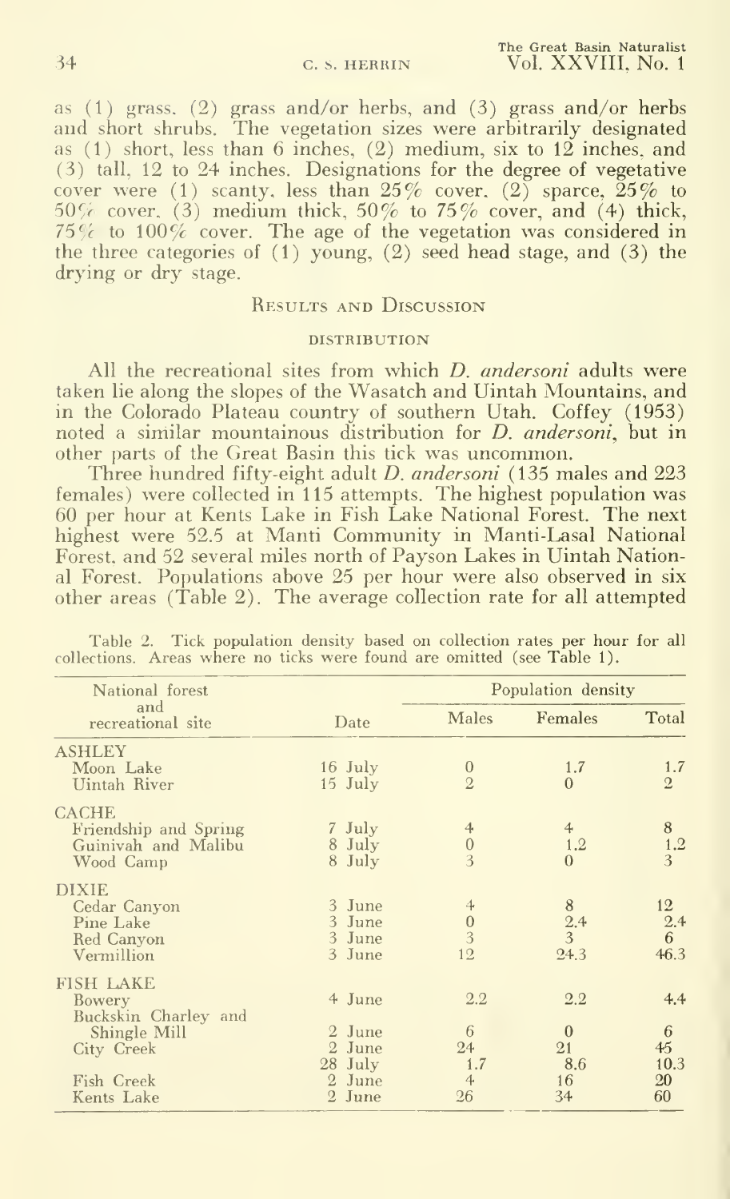as (1) grass, (2) grass and/or herbs, and (3) grass and/or herbs and short shrubs. The vegetation sizes were arbitrarily designated as (1) short, less than 6 inches, (2) medium, six to 12 inches, and (3) tall, 12 to 24 inches. Designations for the degree of vegetative cover were (1) scanty, less than 25% cover, (2) sparce, 25% to 50% cover, (3) medium thick, 50% to 75% cover, and (4) thick, 75% to 100% cover. The age of the vegetation was considered in the three categories of (1) young, (2) seed head stage, and (3) the drying or dry stage.

## Results and Discussion

### Distribution

All the recreational sites from which *D. andersoni* adults were taken lie along the slopes of the Wasatch and Uintah Mountains, and in the Colorado Plateau country of southern Utah. Coffey (1953) noted a similar mountainous distribution for *D. andersoni*, but in other parts of the Great Basin this tick was uncommon.

Three hundred fifty-eight adult *D. andersoni* (135 males and 223 females) were collected in 115 attempts. The highest population was 60 per hour at Kents Lake in Fish Lake National Forest. The next highest were 52.5 at Manti Community in Manti-Lasal National Forest, and 52 several miles north of Payson Lakes in Uintah National Forest. Populations above 25 per hour were also observed in six other areas (Table 2). The average collection rate for all attempted

Table 2. Tick population density based on collection rates per hour for all collections. Areas where no ticks were found are omitted (see Table 1).

| National forest and recreational site | Date | Population density | | |
|---|---|---|---|---|
| | | Males | Females | Total |
| ASHLEY | | | | |
| Moon Lake | 16 July | 0 | 1.7 | 1.7 |
| Uintah River | 15 July | 2 | 0 | 2 |
| CACHE | | | | |
| Friendship and Spring | 7 July | 4 | 4 | 8 |
| Guinivah and Malibu | 8 July | 0 | 1.2 | 1.2 |
| Wood Camp | 8 July | 3 | 0 | 3 |
| DIXIE | | | | |
| Cedar Canyon | 3 June | 4 | 8 | 12 |
| Pine Lake | 3 June | 0 | 2.4 | 2.4 |
| Red Canyon | 3 June | 3 | 3 | 6 |
| Vermillion | 3 June | 12 | 24.3 | 46.3 |
| FISH LAKE | | | | |
| Bowery | 4 June | 2.2 | 2.2 | 4.4 |
| Buckskin Charley and Shingle Mill | 2 June | 6 | 0 | 6 |
| City Creek | 2 June | 24 | 21 | 45 |
| | 28 July | 1.7 | 8.6 | 10.3 |
| Fish Creek | 2 June | 4 | 16 | 20 |
| Kents Lake | 2 June | 26 | 34 | 60 |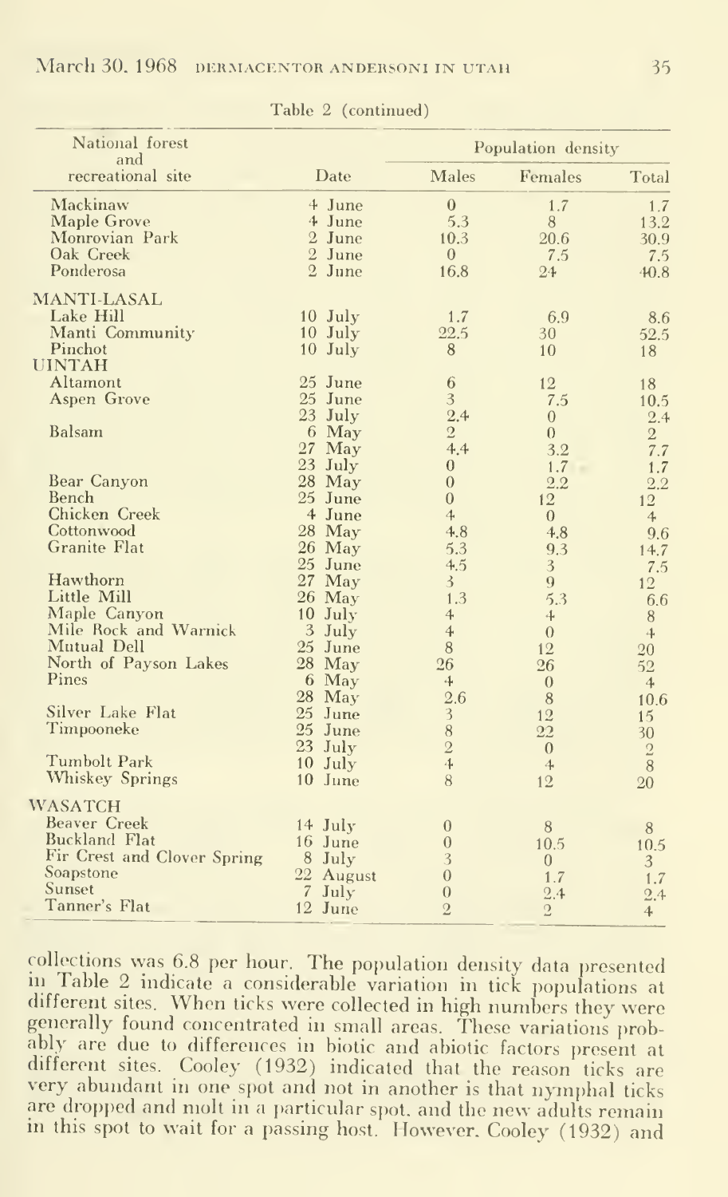Table 2 (continued)

| National forest and recreational site | Date | Population density | | |
|---|---|---|---|---|
| | | Males | Females | Total |
| Mackinaw | 4 June | 0 | 1.7 | 1.7 |
| Maple Grove | 4 June | 5.3 | 8 | 13.2 |
| Monrovian Park | 2 June | 10.3 | 20.6 | 30.9 |
| Oak Creek | 2 June | 0 | 7.5 | 7.5 |
| Ponderosa | 2 June | 16.8 | 24 | 40.8 |
| MANTI-LASAL | | | | |
| Lake Hill | 10 July | 1.7 | 6.9 | 8.6 |
| Manti Community | 10 July | 22.5 | 30 | 52.5 |
| Pinchot | 10 July | 8 | 10 | 18 |
| UINTAH | | | | |
| Altamont | 25 June | 6 | 12 | 18 |
| Aspen Grove | 25 June | 3 | 7.5 | 10.5 |
| | 23 July | 2.4 | 0 | 2.4 |
| Balsam | 6 May | 2 | 0 | 2 |
| | 27 May | 4.4 | 3.2 | 7.7 |
| | 23 July | 0 | 1.7 | 1.7 |
| Bear Canyon | 28 May | 0 | 2.2 | 2.2 |
| Bench | 25 June | 0 | 12 | 12 |
| Chicken Creek | 4 June | 4 | 0 | 4 |
| Cottonwood | 28 May | 4.8 | 4.8 | 9.6 |
| Granite Flat | 26 May | 5.3 | 9.3 | 14.7 |
| | 25 June | 4.5 | 3 | 7.5 |
| Hawthorn | 27 May | 3 | 9 | 12 |
| Little Mill | 26 May | 1.3 | 5.3 | 6.6 |
| Maple Canyon | 10 July | 4 | 4 | 8 |
| Mile Rock and Warnick | 3 July | 4 | 0 | 4 |
| Mutual Dell | 25 June | 8 | 12 | 20 |
| North of Payson Lakes | 28 May | 26 | 26 | 52 |
| Pines | 6 May | 4 | 0 | 4 |
| | 28 May | 2.6 | 8 | 10.6 |
| Silver Lake Flat | 25 June | 3 | 12 | 15 |
| Timpooneke | 25 June | 8 | 22 | 30 |
| | 23 July | 2 | 0 | 2 |
| Tumbolt Park | 10 July | 4 | 4 | 8 |
| Whiskey Springs | 10 June | 8 | 12 | 20 |
| WASATCH | | | | |
| Beaver Creek | 14 July | 0 | 8 | 8 |
| Buckland Flat | 16 June | 0 | 10.5 | 10.5 |
| Fir Crest and Clover Spring | 8 July | 3 | 0 | 3 |
| Soapstone | 22 August | 0 | 1.7 | 1.7 |
| Sunset | 7 July | 0 | 2.4 | 2.4 |
| Tanner's Flat | 12 June | 2 | 2 | 4 |

collections was 6.8 per hour. The population density data presented in Table 2 indicate a considerable variation in tick populations at different sites. When ticks were collected in high numbers they were generally found concentrated in small areas. These variations probably are due to differences in biotic and abiotic factors present at different sites. Cooley (1932) indicated that the reason ticks are very abundant in one spot and not in another is that nymphal ticks are dropped and molt in a particular spot, and the new adults remain in this spot to wait for a passing host. However, Cooley (1932) and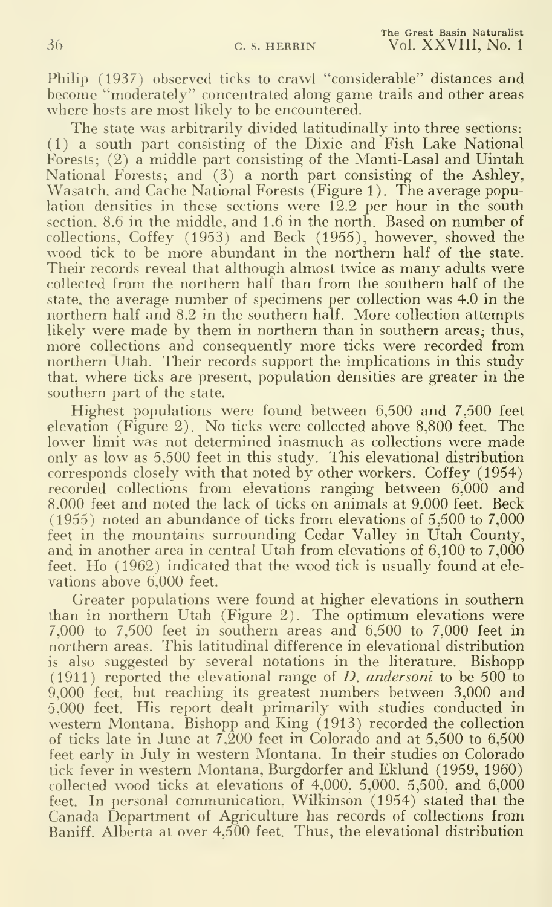Philip (1937) observed ticks to crawl "considerable" distances and become "moderately" concentrated along game trails and other areas where hosts are most likely to be encountered.

The state was arbitrarily divided latitudinally into three sections: (1) a south part consisting of the Dixie and Fish Lake National Forests; (2) a middle part consisting of the Manti-Lasal and Uintah National Forests; and (3) a north part consisting of the Ashley, Wasatch, and Cache National Forests (Figure 1). The average population densities in these sections were 12.2 per hour in the south section, 8.6 in the middle, and 1.6 in the north. Based on number of collections, Coffey (1953) and Beck (1955), however, showed the wood tick to be more abundant in the northern half of the state. Their records reveal that although almost twice as many adults were collected from the northern half than from the southern half of the state, the average number of specimens per collection was 4.0 in the northern half and 8.2 in the southern half. More collection attempts likely were made by them in northern than in southern areas; thus, more collections and consequently more ticks were recorded from northern Utah. Their records support the implications in this study that, where ticks are present, population densities are greater in the southern part of the state.

Highest populations were found between 6,500 and 7,500 feet elevation (Figure 2). No ticks were collected above 8,800 feet. The lower limit was not determined inasmuch as collections were made only as low as 5,500 feet in this study. This elevational distribution corresponds closely with that noted by other workers. Coffey (1954) recorded collections from elevations ranging between 6,000 and 8,000 feet and noted the lack of ticks on animals at 9,000 feet. Beck (1955) noted an abundance of ticks from elevations of 5,500 to 7,000 feet in the mountains surrounding Cedar Valley in Utah County, and in another area in central Utah from elevations of 6,100 to 7,000 feet. Ho (1962) indicated that the wood tick is usually found at elevations above 6,000 feet.

Greater populations were found at higher elevations in southern than in northern Utah (Figure 2). The optimum elevations were 7,000 to 7,500 feet in southern areas and 6,500 to 7,000 feet in northern areas. This latitudinal difference in elevational distribution is also suggested by several notations in the literature. Bishopp (1911) reported the elevational range of *D. andersoni* to be 500 to 9,000 feet, but reaching its greatest numbers between 3,000 and 5,000 feet. His report dealt primarily with studies conducted in western Montana. Bishopp and King (1913) recorded the collection of ticks late in June at 7,200 feet in Colorado and at 5,500 to 6,500 feet early in July in western Montana. In their studies on Colorado tick fever in western Montana, Burgdorfer and Eklund (1959, 1960) collected wood ticks at elevations of 4,000, 5,000, 5,500, and 6,000 feet. In personal communication, Wilkinson (1954) stated that the Canada Department of Agriculture has records of collections from Baniff, Alberta at over 4,500 feet. Thus, the elevational distribution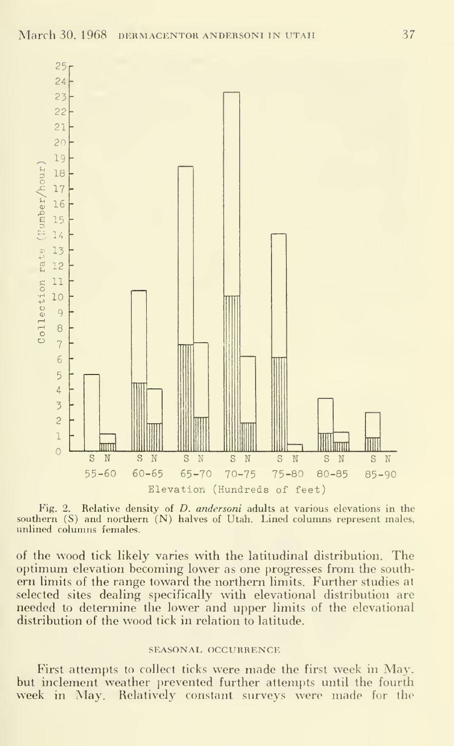Fig. 2. Relative density of *D. andersoni* adults at various elevations in the southern (S) and northern (N) halves of Utah. Lined columns represent males, unlined columns females.

of the wood tick likely varies with the latitudinal distribution. The optimum elevation becoming lower as one progresses from the southern limits of the range toward the northern limits. Further studies at selected sites dealing specifically with elevational distribution are needed to determine the lower and upper limits of the elevational distribution of the wood tick in relation to latitude.

## SEASONAL OCCURRENCE

First attempts to collect ticks were made the first week in May, but inclement weather prevented further attempts until the fourth week in May. Relatively constant surveys were made for the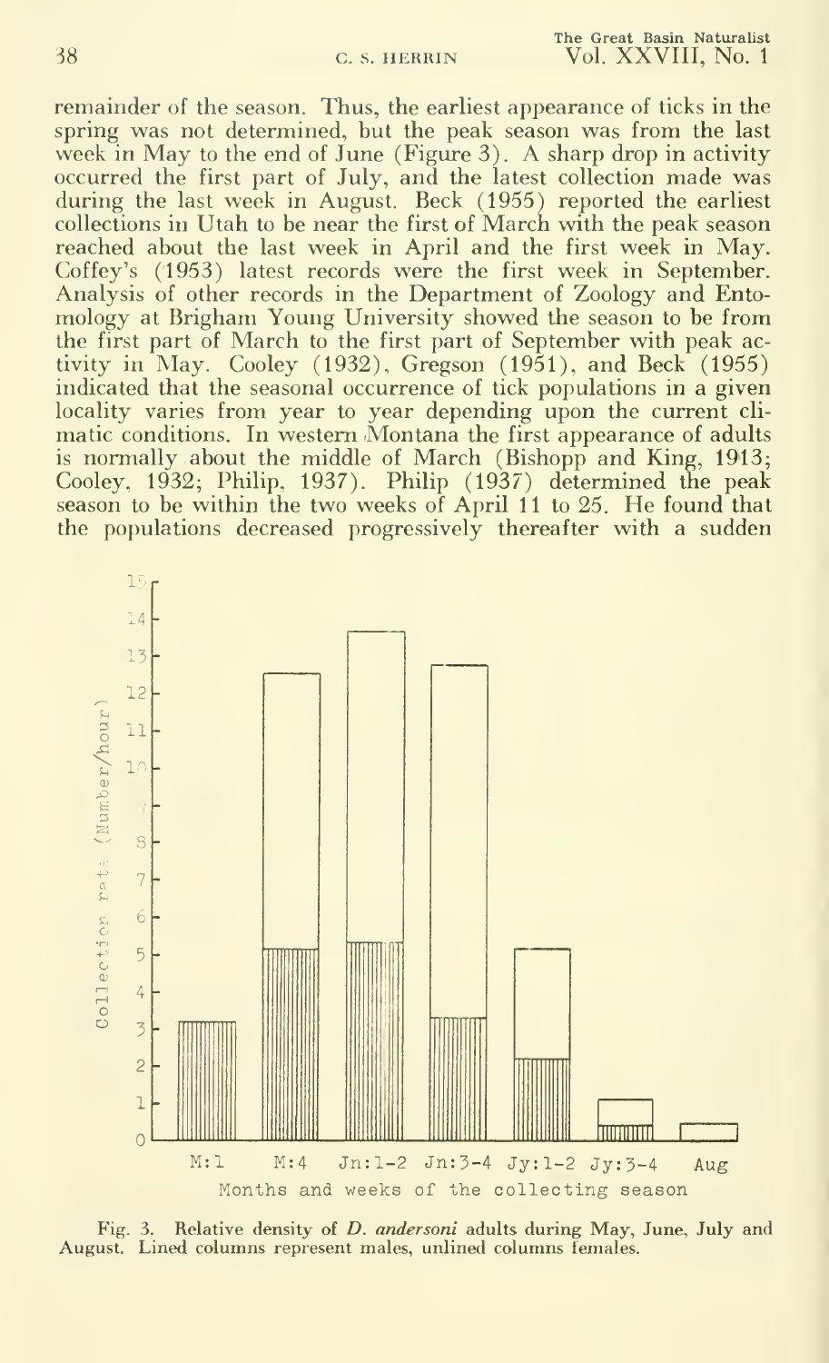remainder of the season. Thus, the earliest appearance of ticks in the spring was not determined, but the peak season was from the last week in May to the end of June (Figure 3). A sharp drop in activity occurred the first part of July, and the latest collection made was during the last week in August. Beck (1955) reported the earliest collections in Utah to be near the first of March with the peak season reached about the last week in April and the first week in May. Coffey's (1953) latest records were the first week in September. Analysis of other records in the Department of Zoology and Entomology at Brigham Young University showed the season to be from the first part of March to the first part of September with peak activity in May. Cooley (1932), Gregson (1951), and Beck (1955) indicated that the seasonal occurrence of tick populations in a given locality varies from year to year depending upon the current climatic conditions. In western Montana the first appearance of adults is normally about the middle of March (Bishopp and King, 1913; Cooley, 1932; Philip, 1937). Philip (1937) determined the peak season to be within the two weeks of April 11 to 25. He found that the populations decreased progressively thereafter with a sudden

Fig. 3. Relative density of *D. andersoni* adults during May, June, July and August. Lined columns represent males, unlined columns females.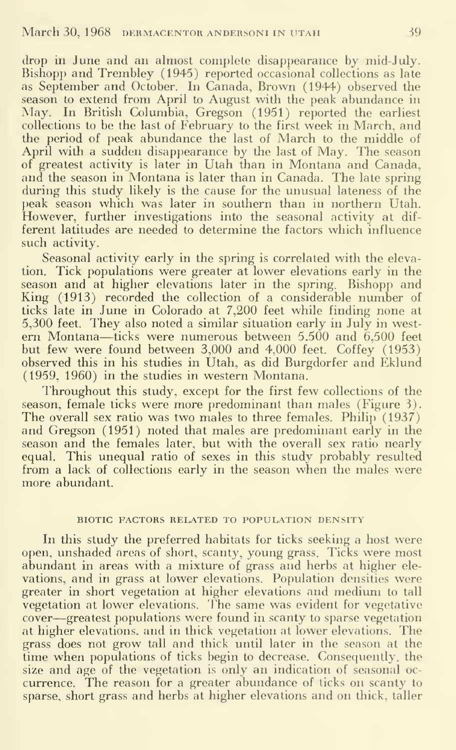drop in June and an almost complete disappearance by mid-July. Bishopp and Trembley (1945) reported occasional collections as late as September and October. In Canada, Brown (1944) observed the season to extend from April to August with the peak abundance in May. In British Columbia, Gregson (1951) reported the earliest collections to be the last of February to the first week in March, and the period of peak abundance the last of March to the middle of April with a sudden disappearance by the last of May. The season of greatest activity is later in Utah than in Montana and Canada, and the season in Montana is later than in Canada. The late spring during this study likely is the cause for the unusual lateness of the peak season which was later in southern than in northern Utah. However, further investigations into the seasonal activity at different latitudes are needed to determine the factors which influence such activity.

Seasonal activity early in the spring is correlated with the elevation. Tick populations were greater at lower elevations early in the season and at higher elevations later in the spring. Bishopp and King (1913) recorded the collection of a considerable number of ticks late in June in Colorado at 7,200 feet while finding none at 5,300 feet. They also noted a similar situation early in July in western Montana—ticks were numerous between 5,500 and 6,500 feet but few were found between 3,000 and 4,000 feet. Coffey (1953) observed this in his studies in Utah, as did Burgdorfer and Eklund (1959, 1960) in the studies in western Montana.

Throughout this study, except for the first few collections of the season, female ticks were more predominant than males (Figure 3). The overall sex ratio was two males to three females. Philip (1937) and Gregson (1951) noted that males are predominant early in the season and the females later, but with the overall sex ratio nearly equal. This unequal ratio of sexes in this study probably resulted from a lack of collections early in the season when the males were more abundant.

## BIOTIC FACTORS RELATED TO POPULATION DENSITY

In this study the preferred habitats for ticks seeking a host were open, unshaded areas of short, scanty, young grass. Ticks were most abundant in areas with a mixture of grass and herbs at higher elevations, and in grass at lower elevations. Population densities were greater in short vegetation at higher elevations and medium to tall vegetation at lower elevations. The same was evident for vegetative cover—greatest populations were found in scanty to sparse vegetation at higher elevations, and in thick vegetation at lower elevations. The grass does not grow tall and thick until later in the season at the time when populations of ticks begin to decrease. Consequently, the size and age of the vegetation is only an indication of seasonal occurrence. The reason for a greater abundance of ticks on scanty to sparse, short grass and herbs at higher elevations and on thick, taller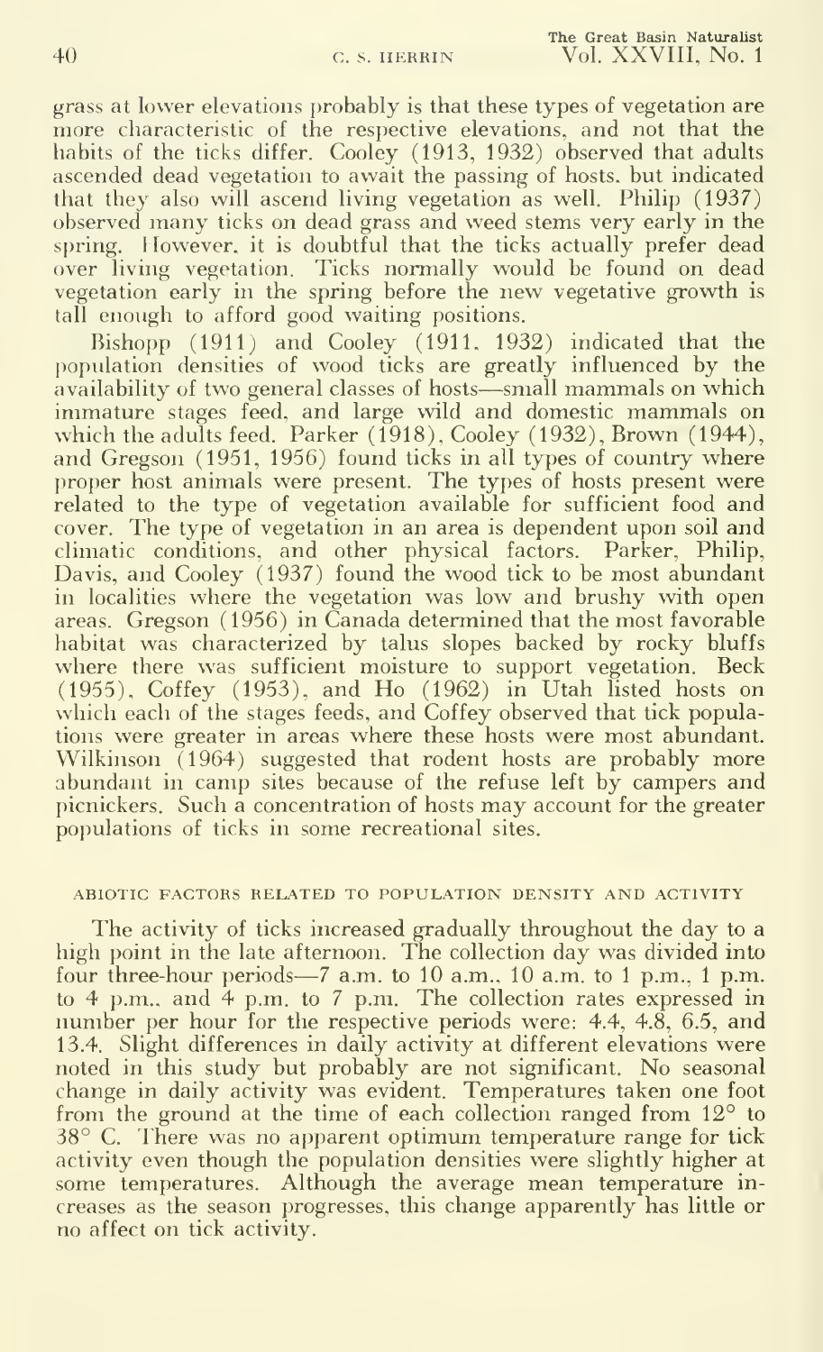grass at lower elevations probably is that these types of vegetation are more characteristic of the respective elevations, and not that the habits of the ticks differ. Cooley (1913, 1932) observed that adults ascended dead vegetation to await the passing of hosts, but indicated that they also will ascend living vegetation as well. Philip (1937) observed many ticks on dead grass and weed stems very early in the spring. However, it is doubtful that the ticks actually prefer dead over living vegetation. Ticks normally would be found on dead vegetation early in the spring before the new vegetative growth is tall enough to afford good waiting positions.

Bishopp (1911) and Cooley (1911, 1932) indicated that the population densities of wood ticks are greatly influenced by the availability of two general classes of hosts—small mammals on which immature stages feed, and large wild and domestic mammals on which the adults feed. Parker (1918), Cooley (1932), Brown (1944), and Gregson (1951, 1956) found ticks in all types of country where proper host animals were present. The types of hosts present were related to the type of vegetation available for sufficient food and cover. The type of vegetation in an area is dependent upon soil and climatic conditions, and other physical factors. Parker, Philip, Davis, and Cooley (1937) found the wood tick to be most abundant in localities where the vegetation was low and brushy with open areas. Gregson (1956) in Canada determined that the most favorable habitat was characterized by talus slopes backed by rocky bluffs where there was sufficient moisture to support vegetation. Beck (1955), Coffey (1953), and Ho (1962) in Utah listed hosts on which each of the stages feeds, and Coffey observed that tick populations were greater in areas where these hosts were most abundant. Wilkinson (1964) suggested that rodent hosts are probably more abundant in camp sites because of the refuse left by campers and picnickers. Such a concentration of hosts may account for the greater populations of ticks in some recreational sites.

## ABIOTIC FACTORS RELATED TO POPULATION DENSITY AND ACTIVITY

The activity of ticks increased gradually throughout the day to a high point in the late afternoon. The collection day was divided into four three-hour periods—7 a.m. to 10 a.m., 10 a.m. to 1 p.m., 1 p.m. to 4 p.m., and 4 p.m. to 7 p.m. The collection rates expressed in number per hour for the respective periods were: 4.4, 4.8, 6.5, and 13.4. Slight differences in daily activity at different elevations were noted in this study but probably are not significant. No seasonal change in daily activity was evident. Temperatures taken one foot from the ground at the time of each collection ranged from 12° to 38° C. There was no apparent optimum temperature range for tick activity even though the population densities were slightly higher at some temperatures. Although the average mean temperature increases as the season progresses, this change apparently has little or no affect on tick activity.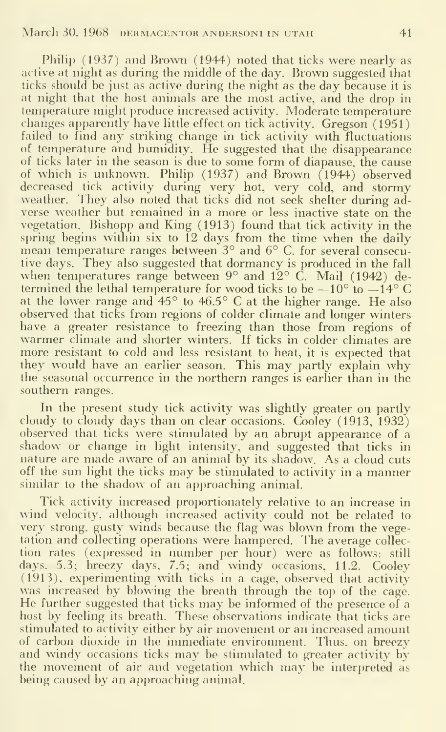Philip (1937) and Brown (1944) noted that ticks were nearly as active at night as during the middle of the day. Brown suggested that ticks should be just as active during the night as the day because it is at night that the host animals are the most active, and the drop in temperature might produce increased activity. Moderate temperature changes apparently have little effect on tick activity. Gregson (1951) failed to find any striking change in tick activity with fluctuations of temperature and humidity. He suggested that the disappearance of ticks later in the season is due to some form of diapause, the cause of which is unknown. Philip (1937) and Brown (1944) observed decreased tick activity during very hot, very cold, and stormy weather. They also noted that ticks did not seek shelter during adverse weather but remained in a more or less inactive state on the vegetation. Bishopp and King (1913) found that tick activity in the spring begins within six to 12 days from the time when the daily mean temperature ranges between 3° and 6° C. for several consecutive days. They also suggested that dormancy is produced in the fall when temperatures range between 9° and 12° C. Mail (1942) determined the lethal temperature for wood ticks to be −10° to −14° C at the lower range and 45° to 46.5° C at the higher range. He also observed that ticks from regions of colder climate and longer winters have a greater resistance to freezing than those from regions of warmer climate and shorter winters. If ticks in colder climates are more resistant to cold and less resistant to heat, it is expected that they would have an earlier season. This may partly explain why the seasonal occurrence in the northern ranges is earlier than in the southern ranges.

In the present study tick activity was slightly greater on partly cloudy to cloudy days than on clear occasions. Cooley (1913, 1932) observed that ticks were stimulated by an abrupt appearance of a shadow or change in light intensity, and suggested that ticks in nature are made aware of an animal by its shadow. As a cloud cuts off the sun light the ticks may be stimulated to activity in a manner similar to the shadow of an approaching animal.

Tick activity increased proportionately relative to an increase in wind velocity, although increased activity could not be related to very strong, gusty winds because the flag was blown from the vegetation and collecting operations were hampered. The average collection rates (expressed in number per hour) were as follows: still days, 5.3; breezy days, 7.5; and windy occasions, 11.2. Cooley (1913), experimenting with ticks in a cage, observed that activity was increased by blowing the breath through the top of the cage. He further suggested that ticks may be informed of the presence of a host by feeling its breath. These observations indicate that ticks are stimulated to activity either by air movement or an increased amount of carbon dioxide in the immediate environment. Thus, on breezy and windy occasions ticks may be stimulated to greater activity by the movement of air and vegetation which may be interpreted as being caused by an approaching animal.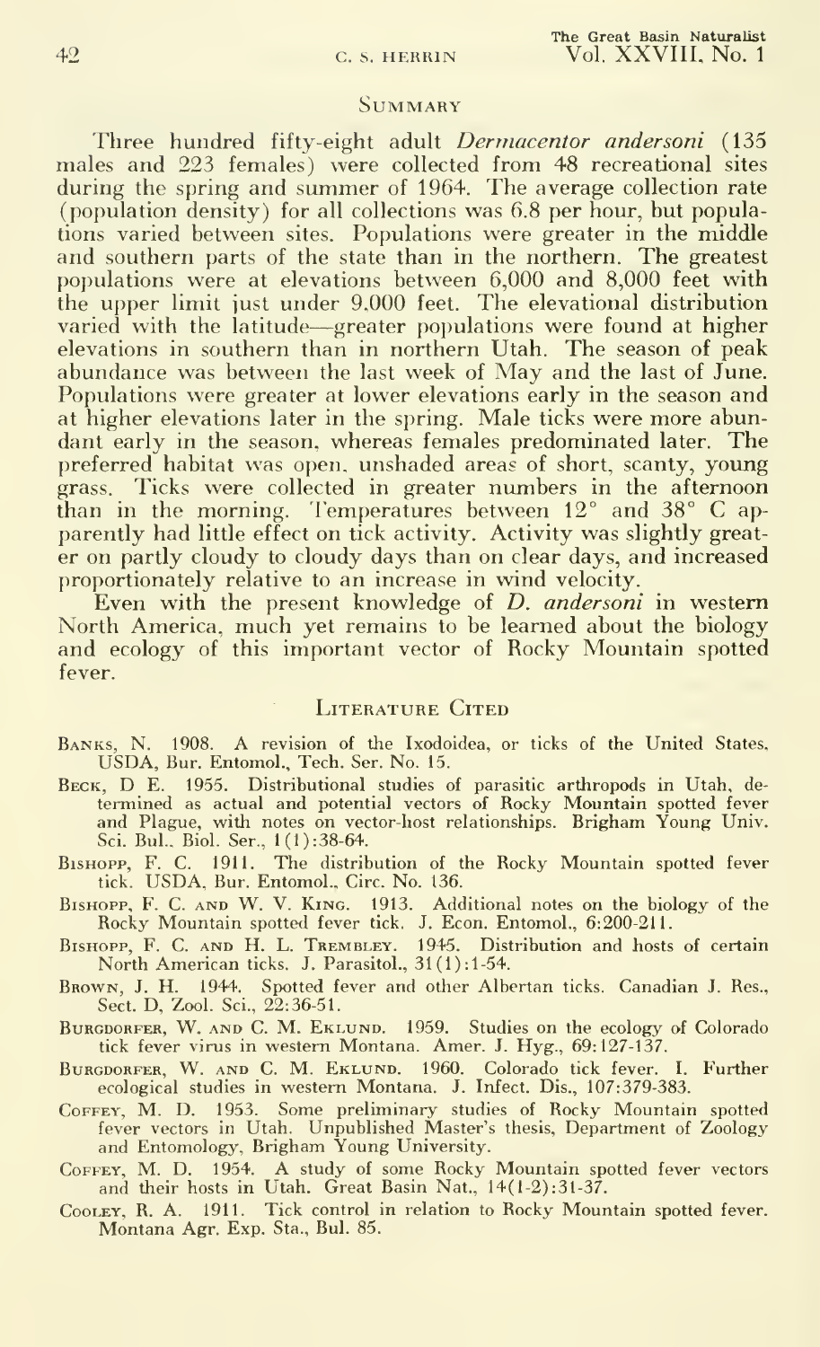## Summary

Three hundred fifty-eight adult *Dermacentor andersoni* (135 males and 223 females) were collected from 48 recreational sites during the spring and summer of 1964. The average collection rate (population density) for all collections was 6.8 per hour, but populations varied between sites. Populations were greater in the middle and southern parts of the state than in the northern. The greatest populations were at elevations between 6,000 and 8,000 feet with the upper limit just under 9,000 feet. The elevational distribution varied with the latitude—greater populations were found at higher elevations in southern than in northern Utah. The season of peak abundance was between the last week of May and the last of June. Populations were greater at lower elevations early in the season and at higher elevations later in the spring. Male ticks were more abundant early in the season, whereas females predominated later. The preferred habitat was open, unshaded areas of short, scanty, young grass. Ticks were collected in greater numbers in the afternoon than in the morning. Temperatures between 12° and 38° C apparently had little effect on tick activity. Activity was slightly greater on partly cloudy to cloudy days than on clear days, and increased proportionately relative to an increase in wind velocity.

Even with the present knowledge of *D. andersoni* in western North America, much yet remains to be learned about the biology and ecology of this important vector of Rocky Mountain spotted fever.

## Literature Cited

Banks, N. 1908. A revision of the Ixodoidea, or ticks of the United States. USDA, Bur. Entomol., Tech. Ser. No. 15.

Beck, D E. 1955. Distributional studies of parasitic arthropods in Utah, determined as actual and potential vectors of Rocky Mountain spotted fever and Plague, with notes on vector-host relationships. Brigham Young Univ. Sci. Bul., Biol. Ser., 1(1):38-64.

Bishopp, F. C. 1911. The distribution of the Rocky Mountain spotted fever tick. USDA, Bur. Entomol., Circ. No. 136.

Bishopp, F. C. and W. V. King. 1913. Additional notes on the biology of the Rocky Mountain spotted fever tick. J. Econ. Entomol., 6:200-211.

Bishopp, F. C. and H. L. Trembley. 1945. Distribution and hosts of certain North American ticks. J. Parasitol., 31(1):1-54.

Brown, J. H. 1944. Spotted fever and other Albertan ticks. Canadian J. Res., Sect. D, Zool. Sci., 22:36-51.

Burgdorfer, W. and C. M. Eklund. 1959. Studies on the ecology of Colorado tick fever virus in western Montana. Amer. J. Hyg., 69:127-137.

Burgdorfer, W. and C. M. Eklund. 1960. Colorado tick fever. I. Further ecological studies in western Montana. J. Infect. Dis., 107:379-383.

Coffey, M. D. 1953. Some preliminary studies of Rocky Mountain spotted fever vectors in Utah. Unpublished Master's thesis, Department of Zoology and Entomology, Brigham Young University.

Coffey, M. D. 1954. A study of some Rocky Mountain spotted fever vectors and their hosts in Utah. Great Basin Nat., 14(1-2):31-37.

Cooley, R. A. 1911. Tick control in relation to Rocky Mountain spotted fever. Montana Agr. Exp. Sta., Bul. 85.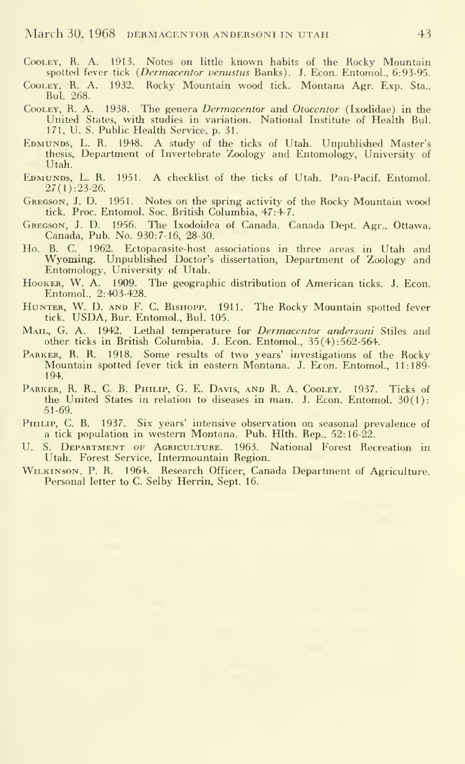Cooley, R. A. 1913. Notes on little known habits of the Rocky Mountain spotted fever tick (*Dermacentor venustus* Banks). J. Econ. Entomol., 6:93-95.

Cooley, R. A. 1932. Rocky Mountain wood tick. Montana Agr. Exp. Sta., Bul. 268.

Cooley, R. A. 1938. The genera *Dermacentor* and *Otocentor* (Ixodidae) in the United States, with studies in variation. National Institute of Health Bul. 171, U. S. Public Health Service, p. 31.

Edmunds, L. R. 1948. A study of the ticks of Utah. Unpublished Master's thesis, Department of Invertebrate Zoology and Entomology, University of Utah.

Edmunds, L. R. 1951. A checklist of the ticks of Utah. Pan-Pacif. Entomol. 27(1):23-26.

Gregson, J. D. 1951. Notes on the spring activity of the Rocky Mountain wood tick. Proc. Entomol. Soc. British Columbia, 47:4-7.

Gregson, J. D. 1956. The Ixodoidea of Canada. Canada Dept. Agr., Ottawa, Canada, Pub. No. 930:7-16, 28-30.

Ho, B. C. 1962. Ectoparasite-host associations in three areas in Utah and Wyoming. Unpublished Doctor's dissertation, Department of Zoology and Entomology, University of Utah.

Hooker, W. A. 1909. The geographic distribution of American ticks. J. Econ. Entomol., 2:403-428.

Hunter, W. D. and F. C. Bishopp. 1911. The Rocky Mountain spotted fever tick. USDA, Bur. Entomol., Bul. 105.

Mail, G. A. 1942. Lethal temperature for *Dermacentor andersoni* Stiles and other ticks in British Columbia. J. Econ. Entomol., 35(4):562-564.

Parker, R. R. 1918. Some results of two years' investigations of the Rocky Mountain spotted fever tick in eastern Montana. J. Econ. Entomol., 11:189-194.

Parker, R. R., C. B. Philip, G. E. Davis, and R. A. Cooley. 1937. Ticks of the United States in relation to diseases in man. J. Econ. Entomol. 30(1): 51-69.

Philip, C. B. 1937. Six years' intensive observation on seasonal prevalence of a tick population in western Montana. Pub. Hlth. Rep., 52:16-22.

U. S. Department of Agriculture. 1963. National Forest Recreation in Utah. Forest Service, Intermountain Region.

Wilkinson, P. R. 1964. Research Officer, Canada Department of Agriculture. Personal letter to C. Selby Herrin, Sept. 16.